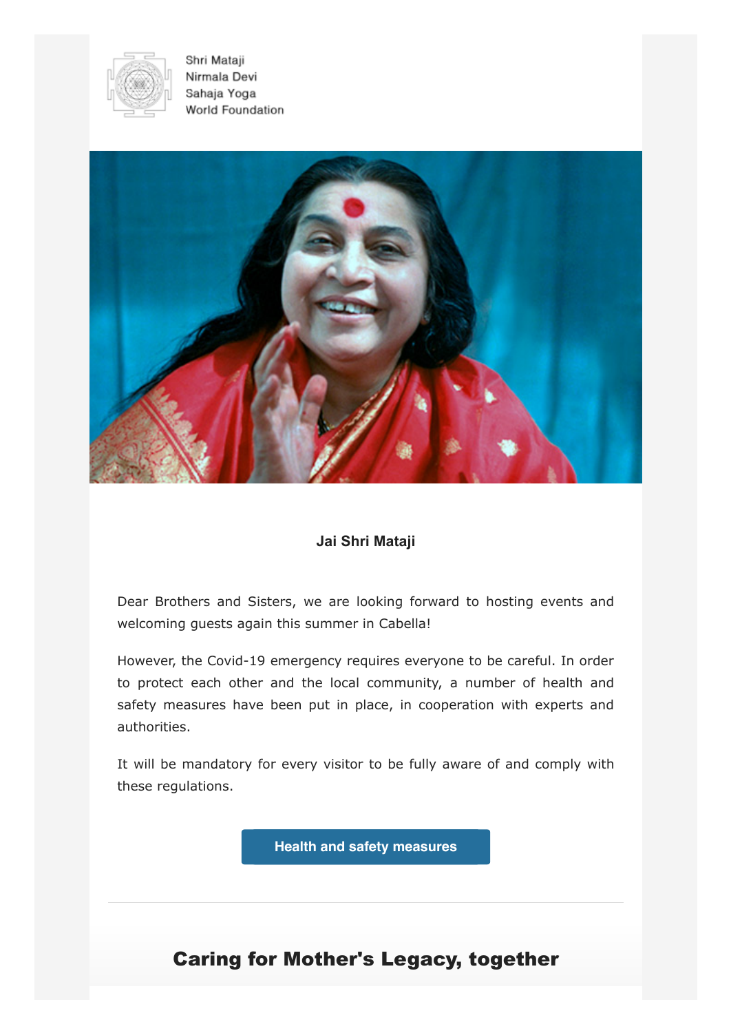Shri Mataji
Nirmala Devi
Sahaja Yoga
World Foundation

**Jai Shri Mataji**

Dear Brothers and Sisters, we are looking forward to hosting events and welcoming guests again this summer in Cabella!

However, the Covid-19 emergency requires everyone to be careful. In order to protect each other and the local community, a number of health and safety measures have been put in place, in cooperation with experts and authorities.

It will be mandatory for every visitor to be fully aware of and comply with these regulations.

**Health and safety measures**

---

## Caring for Mother's Legacy, together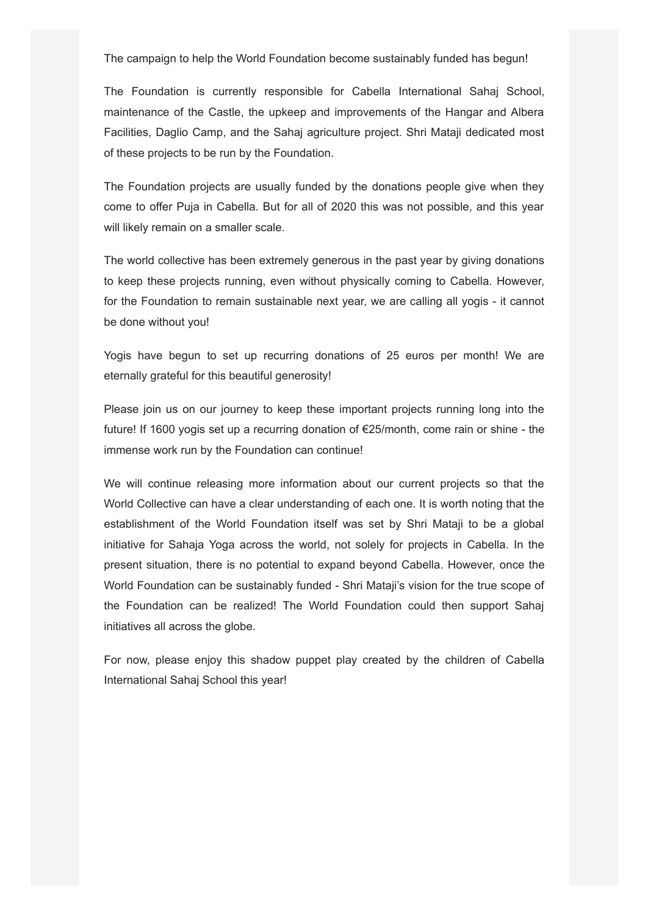The campaign to help the World Foundation become sustainably funded has begun!

The Foundation is currently responsible for Cabella International Sahaj School, maintenance of the Castle, the upkeep and improvements of the Hangar and Albera Facilities, Daglio Camp, and the Sahaj agriculture project. Shri Mataji dedicated most of these projects to be run by the Foundation.

The Foundation projects are usually funded by the donations people give when they come to offer Puja in Cabella. But for all of 2020 this was not possible, and this year will likely remain on a smaller scale.

The world collective has been extremely generous in the past year by giving donations to keep these projects running, even without physically coming to Cabella. However, for the Foundation to remain sustainable next year, we are calling all yogis - it cannot be done without you!

Yogis have begun to set up recurring donations of 25 euros per month! We are eternally grateful for this beautiful generosity!

Please join us on our journey to keep these important projects running long into the future! If 1600 yogis set up a recurring donation of €25/month, come rain or shine - the immense work run by the Foundation can continue!

We will continue releasing more information about our current projects so that the World Collective can have a clear understanding of each one. It is worth noting that the establishment of the World Foundation itself was set by Shri Mataji to be a global initiative for Sahaja Yoga across the world, not solely for projects in Cabella. In the present situation, there is no potential to expand beyond Cabella. However, once the World Foundation can be sustainably funded - Shri Mataji's vision for the true scope of the Foundation can be realized! The World Foundation could then support Sahaj initiatives all across the globe.

For now, please enjoy this shadow puppet play created by the children of Cabella International Sahaj School this year!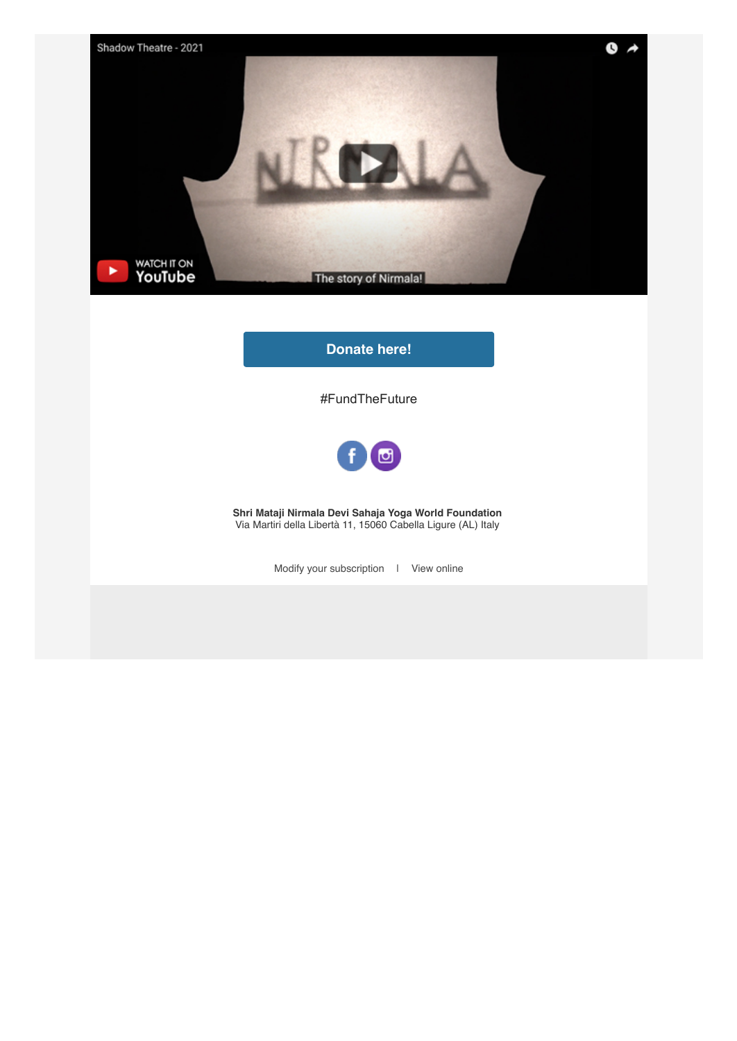Shadow Theatre - 2021

The story of Nirmala!

WATCH IT ON YouTube

**Donate here!**

#FundTheFuture

**Shri Mataji Nirmala Devi Sahaja Yoga World Foundation**
Via Martiri della Libertà 11, 15060 Cabella Ligure (AL) Italy

Modify your subscription | View online